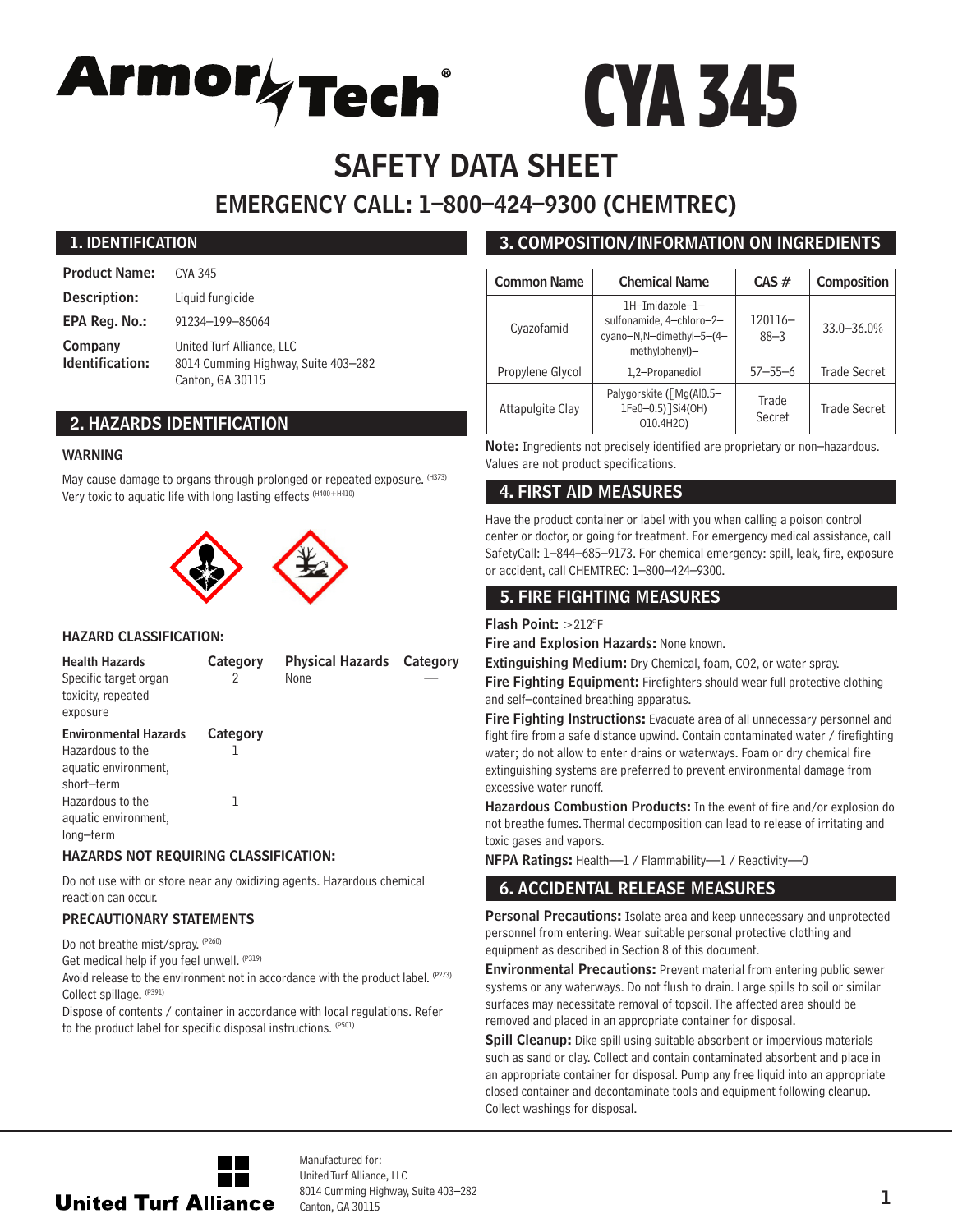# ArmorTech® CYA 345

# SAFETY DATA SHEET

## EMERGENCY CALL: 1–800–424–9300 (CHEMTREC)

## 1. IDENTIFICATION

**Product Name:** CYA 345

**Description:** Liquid fungicide

**EPA Reg. No.:** 91234–199–86064

**Company Identification:** United Turf Alliance, LLC
8014 Cumming Highway, Suite 403–282
Canton, GA 30115

## 2. HAZARDS IDENTIFICATION

### WARNING

May cause damage to organs through prolonged or repeated exposure. (H373)
Very toxic to aquatic life with long lasting effects (H400+H410)

### HAZARD CLASSIFICATION:

| Health Hazards | Category | Physical Hazards | Category |
|---|---|---|---|
| Specific target organ toxicity, repeated exposure | 2 | None | — |
| **Environmental Hazards** | **Category** | | |
| Hazardous to the aquatic environment, short–term | 1 | | |
| Hazardous to the aquatic environment, long–term | 1 | | |

### HAZARDS NOT REQUIRING CLASSIFICATION:

Do not use with or store near any oxidizing agents. Hazardous chemical reaction can occur.

### PRECAUTIONARY STATEMENTS

Do not breathe mist/spray. (P260)
Get medical help if you feel unwell. (P319)
Avoid release to the environment not in accordance with the product label. (P273)
Collect spillage. (P391)
Dispose of contents / container in accordance with local regulations. Refer to the product label for specific disposal instructions. (P501)

## 3. COMPOSITION/INFORMATION ON INGREDIENTS

| Common Name | Chemical Name | CAS # | Composition |
|---|---|---|---|
| Cyazofamid | 1H–Imidazole–1–sulfonamide, 4–chloro–2–cyano–N,N–dimethyl–5–(4–methylphenyl)– | 120116–88–3 | 33.0–36.0% |
| Propylene Glycol | 1,2–Propanediol | 57–55–6 | Trade Secret |
| Attapulgite Clay | Palygorskite ([Mg(Al0.5–1Fe0–0.5)]Si4(OH)O10.4H2O) | Trade Secret | Trade Secret |

**Note:** Ingredients not precisely identified are proprietary or non–hazardous. Values are not product specifications.

## 4. FIRST AID MEASURES

Have the product container or label with you when calling a poison control center or doctor, or going for treatment. For emergency medical assistance, call SafetyCall: 1–844–685–9173. For chemical emergency: spill, leak, fire, exposure or accident, call CHEMTREC: 1–800–424–9300.

## 5. FIRE FIGHTING MEASURES

**Flash Point:** >212°F

**Fire and Explosion Hazards:** None known.

**Extinguishing Medium:** Dry Chemical, foam, CO2, or water spray.

**Fire Fighting Equipment:** Firefighters should wear full protective clothing and self–contained breathing apparatus.

**Fire Fighting Instructions:** Evacuate area of all unnecessary personnel and fight fire from a safe distance upwind. Contain contaminated water / firefighting water; do not allow to enter drains or waterways. Foam or dry chemical fire extinguishing systems are preferred to prevent environmental damage from excessive water runoff.

**Hazardous Combustion Products:** In the event of fire and/or explosion do not breathe fumes. Thermal decomposition can lead to release of irritating and toxic gases and vapors.

**NFPA Ratings:** Health—1 / Flammability—1 / Reactivity—0

## 6. ACCIDENTAL RELEASE MEASURES

**Personal Precautions:** Isolate area and keep unnecessary and unprotected personnel from entering. Wear suitable personal protective clothing and equipment as described in Section 8 of this document.

**Environmental Precautions:** Prevent material from entering public sewer systems or any waterways. Do not flush to drain. Large spills to soil or similar surfaces may necessitate removal of topsoil. The affected area should be removed and placed in an appropriate container for disposal.

**Spill Cleanup:** Dike spill using suitable absorbent or impervious materials such as sand or clay. Collect and contain contaminated absorbent and place in an appropriate container for disposal. Pump any free liquid into an appropriate closed container and decontaminate tools and equipment following cleanup. Collect washings for disposal.

United Turf Alliance

Manufactured for:
United Turf Alliance, LLC
8014 Cumming Highway, Suite 403–282
Canton, GA 30115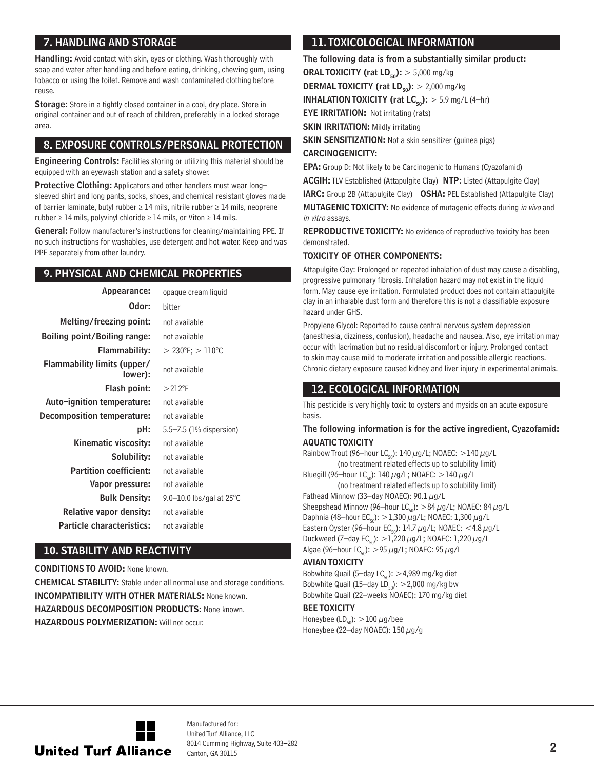## 7. HANDLING AND STORAGE

**Handling:** Avoid contact with skin, eyes or clothing. Wash thoroughly with soap and water after handling and before eating, drinking, chewing gum, using tobacco or using the toilet. Remove and wash contaminated clothing before reuse.

**Storage:** Store in a tightly closed container in a cool, dry place. Store in original container and out of reach of children, preferably in a locked storage area.

## 8. EXPOSURE CONTROLS/PERSONAL PROTECTION

**Engineering Controls:** Facilities storing or utilizing this material should be equipped with an eyewash station and a safety shower.

**Protective Clothing:** Applicators and other handlers must wear long–sleeved shirt and long pants, socks, shoes, and chemical resistant gloves made of barrier laminate, butyl rubber ≥ 14 mils, nitrile rubber ≥ 14 mils, neoprene rubber ≥ 14 mils, polyvinyl chloride ≥ 14 mils, or Viton ≥ 14 mils.

**General:** Follow manufacturer's instructions for cleaning/maintaining PPE. If no such instructions for washables, use detergent and hot water. Keep and was PPE separately from other laundry.

## 9. PHYSICAL AND CHEMICAL PROPERTIES

| Property | Value |
|---|---|
| Appearance: | opaque cream liquid |
| Odor: | bitter |
| Melting/freezing point: | not available |
| Boiling point/Boiling range: | not available |
| Flammability: | > 230°F; > 110°C |
| Flammability limits (upper/lower): | not available |
| Flash point: | >212°F |
| Auto–ignition temperature: | not available |
| Decomposition temperature: | not available |
| pH: | 5.5–7.5 (1% dispersion) |
| Kinematic viscosity: | not available |
| Solubility: | not available |
| Partition coefficient: | not available |
| Vapor pressure: | not available |
| Bulk Density: | 9.0–10.0 lbs/gal at 25°C |
| Relative vapor density: | not available |
| Particle characteristics: | not available |

## 10. STABILITY AND REACTIVITY

**CONDITIONS TO AVOID:** None known.

**CHEMICAL STABILITY:** Stable under all normal use and storage conditions.

**INCOMPATIBILITY WITH OTHER MATERIALS:** None known.

**HAZARDOUS DECOMPOSITION PRODUCTS:** None known.

**HAZARDOUS POLYMERIZATION:** Will not occur.

## 11. TOXICOLOGICAL INFORMATION

**The following data is from a substantially similar product:**

**ORAL TOXICITY (rat $LD_{50}$):** > 5,000 mg/kg

**DERMAL TOXICITY (rat $LD_{50}$):** > 2,000 mg/kg

**INHALATION TOXICITY (rat $LC_{50}$):** > 5.9 mg/L (4–hr)

**EYE IRRITATION:** Not irritating (rats)

**SKIN IRRITATION:** Mildly irritating

**SKIN SENSITIZATION:** Not a skin sensitizer (guinea pigs)

**CARCINOGENICITY:**

**EPA:** Group D: Not likely to be Carcinogenic to Humans (Cyazofamid)

**ACGIH:** TLV Established (Attapulgite Clay) **NTP:** Listed (Attapulgite Clay)

**IARC:** Group 2B (Attapulgite Clay) **OSHA:** PEL Established (Attapulgite Clay)

**MUTAGENIC TOXICITY:** No evidence of mutagenic effects during *in vivo* and *in vitro* assays.

**REPRODUCTIVE TOXICITY:** No evidence of reproductive toxicity has been demonstrated.

**TOXICITY OF OTHER COMPONENTS:**

Attapulgite Clay: Prolonged or repeated inhalation of dust may cause a disabling, progressive pulmonary fibrosis. Inhalation hazard may not exist in the liquid form. May cause eye irritation. Formulated product does not contain attapulgite clay in an inhalable dust form and therefore this is not a classifiable exposure hazard under GHS.

Propylene Glycol: Reported to cause central nervous system depression (anesthesia, dizziness, confusion), headache and nausea. Also, eye irritation may occur with lacrimation but no residual discomfort or injury. Prolonged contact to skin may cause mild to moderate irritation and possible allergic reactions. Chronic dietary exposure caused kidney and liver injury in experimental animals.

## 12. ECOLOGICAL INFORMATION

This pesticide is very highly toxic to oysters and mysids on an acute exposure basis.

**The following information is for the active ingredient, Cyazofamid:**

**AQUATIC TOXICITY**

Rainbow Trout (96–hour $LC_{50}$): 140 μg/L; NOAEC: >140 μg/L
(no treatment related effects up to solubility limit)
Bluegill (96–hour $LC_{50}$): 140 μg/L; NOAEC: >140 μg/L
(no treatment related effects up to solubility limit)
Fathead Minnow (33–day NOAEC): 90.1 μg/L
Sheepshead Minnow (96–hour $LC_{50}$): >84 μg/L; NOAEC: 84 μg/L
Daphnia (48–hour $EC_{50}$): >1,300 μg/L; NOAEC: 1,300 μg/L
Eastern Oyster (96–hour $EC_{50}$): 14.7 μg/L; NOAEC: <4.8 μg/L
Duckweed (7–day $EC_{50}$): >1,220 μg/L; NOAEC: 1,220 μg/L
Algae (96–hour $IC_{50}$): >95 μg/L; NOAEC: 95 μg/L

**AVIAN TOXICITY**

Bobwhite Quail (5–day $LC_{50}$): >4,989 mg/kg diet
Bobwhite Quail (15–day $LD_{50}$): >2,000 mg/kg bw
Bobwhite Quail (22–weeks NOAEC): 170 mg/kg diet

**BEE TOXICITY**

Honeybee ($LD_{50}$): >100 μg/bee
Honeybee (22–day NOAEC): 150 μg/g

United Turf Alliance

Manufactured for:
United Turf Alliance, LLC
8014 Cumming Highway, Suite 403–282
Canton, GA 30115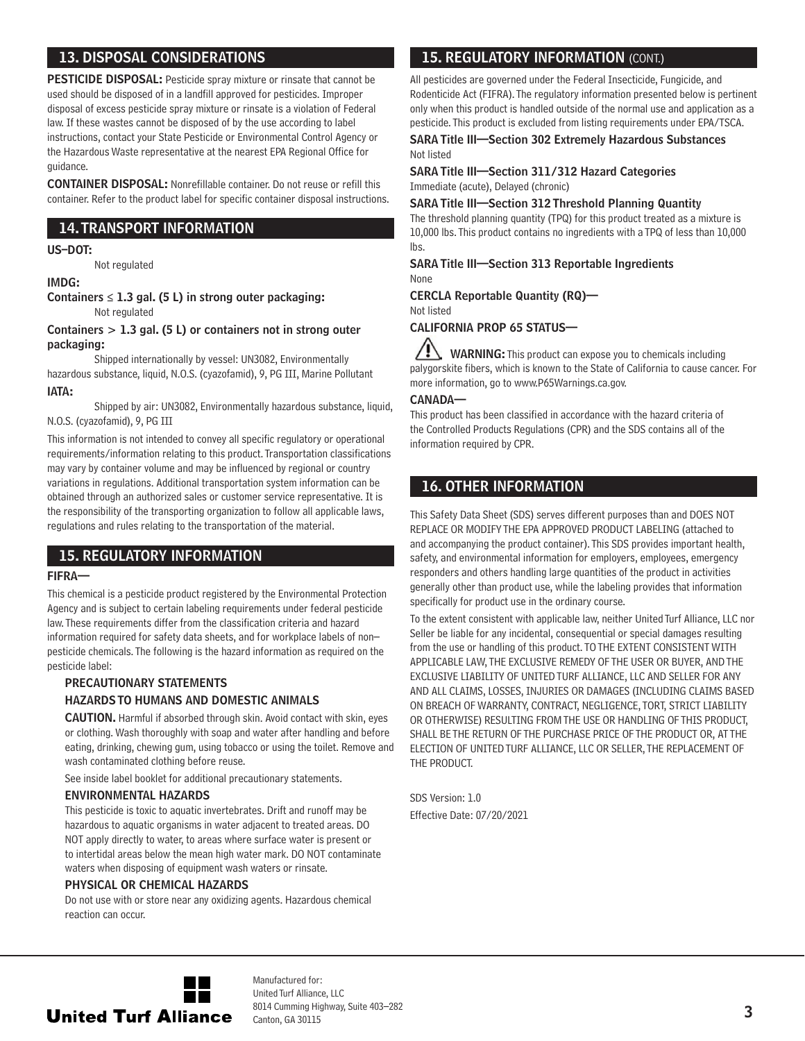## 13. DISPOSAL CONSIDERATIONS

**PESTICIDE DISPOSAL:** Pesticide spray mixture or rinsate that cannot be used should be disposed of in a landfill approved for pesticides. Improper disposal of excess pesticide spray mixture or rinsate is a violation of Federal law. If these wastes cannot be disposed of by the use according to label instructions, contact your State Pesticide or Environmental Control Agency or the Hazardous Waste representative at the nearest EPA Regional Office for guidance.

**CONTAINER DISPOSAL:** Nonrefillable container. Do not reuse or refill this container. Refer to the product label for specific container disposal instructions.

## 14. TRANSPORT INFORMATION

**US–DOT:**

Not regulated

**IMDG:**

**Containers ≤ 1.3 gal. (5 L) in strong outer packaging:**

Not regulated

**Containers > 1.3 gal. (5 L) or containers not in strong outer packaging:**

Shipped internationally by vessel: UN3082, Environmentally hazardous substance, liquid, N.O.S. (cyazofamid), 9, PG III, Marine Pollutant

**IATA:**

Shipped by air: UN3082, Environmentally hazardous substance, liquid, N.O.S. (cyazofamid), 9, PG III

This information is not intended to convey all specific regulatory or operational requirements/information relating to this product. Transportation classifications may vary by container volume and may be influenced by regional or country variations in regulations. Additional transportation system information can be obtained through an authorized sales or customer service representative. It is the responsibility of the transporting organization to follow all applicable laws, regulations and rules relating to the transportation of the material.

## 15. REGULATORY INFORMATION

**FIFRA—**

This chemical is a pesticide product registered by the Environmental Protection Agency and is subject to certain labeling requirements under federal pesticide law. These requirements differ from the classification criteria and hazard information required for safety data sheets, and for workplace labels of non–pesticide chemicals. The following is the hazard information as required on the pesticide label:

**PRECAUTIONARY STATEMENTS**

**HAZARDS TO HUMANS AND DOMESTIC ANIMALS**

**CAUTION.** Harmful if absorbed through skin. Avoid contact with skin, eyes or clothing. Wash thoroughly with soap and water after handling and before eating, drinking, chewing gum, using tobacco or using the toilet. Remove and wash contaminated clothing before reuse.

See inside label booklet for additional precautionary statements.

**ENVIRONMENTAL HAZARDS**

This pesticide is toxic to aquatic invertebrates. Drift and runoff may be hazardous to aquatic organisms in water adjacent to treated areas. DO NOT apply directly to water, to areas where surface water is present or to intertidal areas below the mean high water mark. DO NOT contaminate waters when disposing of equipment wash waters or rinsate.

**PHYSICAL OR CHEMICAL HAZARDS**

Do not use with or store near any oxidizing agents. Hazardous chemical reaction can occur.

## 15. REGULATORY INFORMATION (CONT.)

All pesticides are governed under the Federal Insecticide, Fungicide, and Rodenticide Act (FIFRA). The regulatory information presented below is pertinent only when this product is handled outside of the normal use and application as a pesticide. This product is excluded from listing requirements under EPA/TSCA.

**SARA Title III—Section 302 Extremely Hazardous Substances**
Not listed

**SARA Title III—Section 311/312 Hazard Categories**
Immediate (acute), Delayed (chronic)

**SARA Title III—Section 312 Threshold Planning Quantity**
The threshold planning quantity (TPQ) for this product treated as a mixture is 10,000 lbs. This product contains no ingredients with a TPQ of less than 10,000 lbs.

**SARA Title III—Section 313 Reportable Ingredients**
None

**CERCLA Reportable Quantity (RQ)—**
Not listed

**CALIFORNIA PROP 65 STATUS—**

⚠ **WARNING:** This product can expose you to chemicals including palygorskite fibers, which is known to the State of California to cause cancer. For more information, go to www.P65Warnings.ca.gov.

**CANADA—**

This product has been classified in accordance with the hazard criteria of the Controlled Products Regulations (CPR) and the SDS contains all of the information required by CPR.

## 16. OTHER INFORMATION

This Safety Data Sheet (SDS) serves different purposes than and DOES NOT REPLACE OR MODIFY THE EPA APPROVED PRODUCT LABELING (attached to and accompanying the product container). This SDS provides important health, safety, and environmental information for employers, employees, emergency responders and others handling large quantities of the product in activities generally other than product use, while the labeling provides that information specifically for product use in the ordinary course.

To the extent consistent with applicable law, neither United Turf Alliance, LLC nor Seller be liable for any incidental, consequential or special damages resulting from the use or handling of this product. TO THE EXTENT CONSISTENT WITH APPLICABLE LAW, THE EXCLUSIVE REMEDY OF THE USER OR BUYER, AND THE EXCLUSIVE LIABILITY OF UNITED TURF ALLIANCE, LLC AND SELLER FOR ANY AND ALL CLAIMS, LOSSES, INJURIES OR DAMAGES (INCLUDING CLAIMS BASED ON BREACH OF WARRANTY, CONTRACT, NEGLIGENCE, TORT, STRICT LIABILITY OR OTHERWISE) RESULTING FROM THE USE OR HANDLING OF THIS PRODUCT, SHALL BE THE RETURN OF THE PURCHASE PRICE OF THE PRODUCT OR, AT THE ELECTION OF UNITED TURF ALLIANCE, LLC OR SELLER, THE REPLACEMENT OF THE PRODUCT.

SDS Version: 1.0
Effective Date: 07/20/2021

United Turf Alliance

Manufactured for:
United Turf Alliance, LLC
8014 Cumming Highway, Suite 403–282
Canton, GA 30115